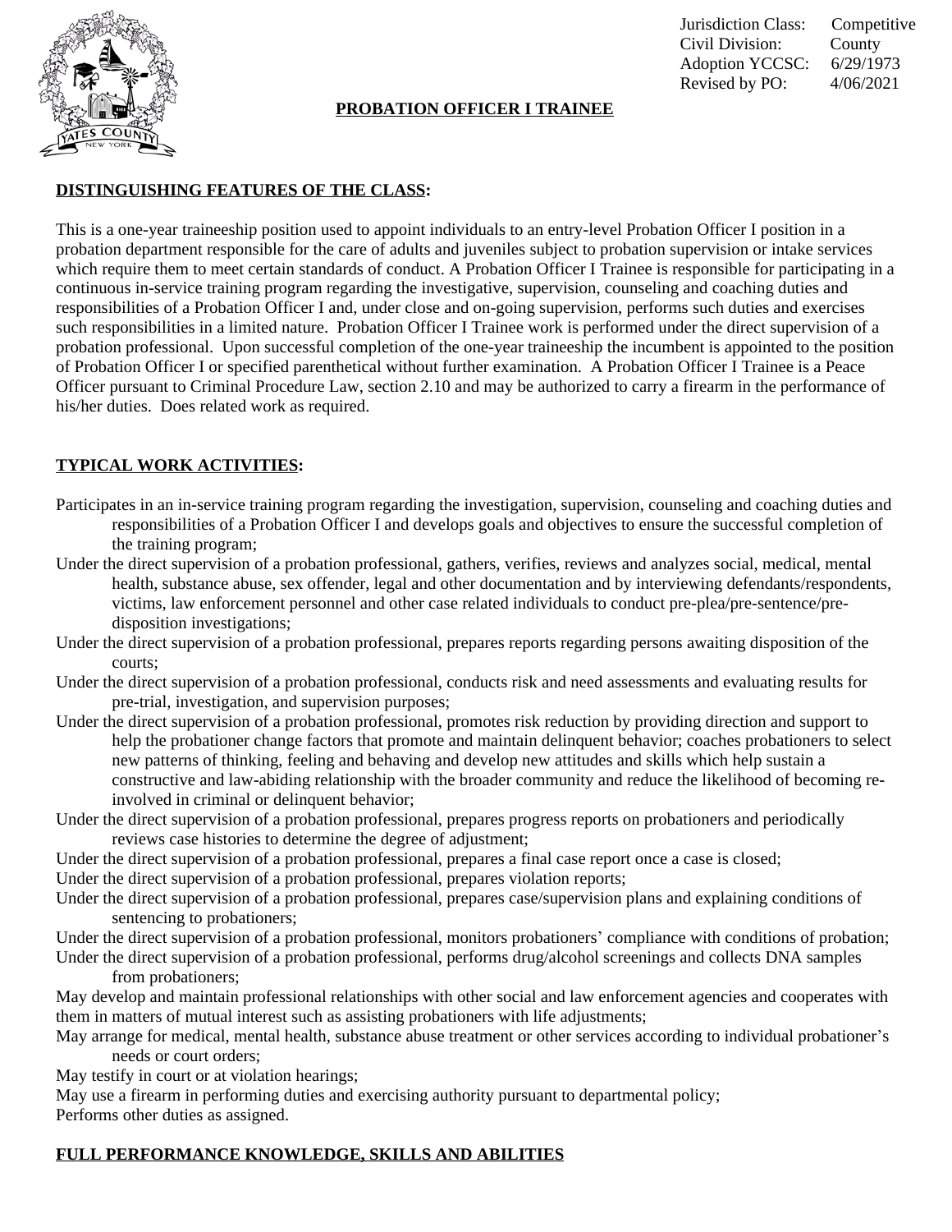Jurisdiction Class: Competitive
Civil Division: County
Adoption YCCSC: 6/29/1973
Revised by PO: 4/06/2021

# PROBATION OFFICER I TRAINEE

## DISTINGUISHING FEATURES OF THE CLASS:

This is a one-year traineeship position used to appoint individuals to an entry-level Probation Officer I position in a probation department responsible for the care of adults and juveniles subject to probation supervision or intake services which require them to meet certain standards of conduct. A Probation Officer I Trainee is responsible for participating in a continuous in-service training program regarding the investigative, supervision, counseling and coaching duties and responsibilities of a Probation Officer I and, under close and on-going supervision, performs such duties and exercises such responsibilities in a limited nature. Probation Officer I Trainee work is performed under the direct supervision of a probation professional. Upon successful completion of the one-year traineeship the incumbent is appointed to the position of Probation Officer I or specified parenthetical without further examination. A Probation Officer I Trainee is a Peace Officer pursuant to Criminal Procedure Law, section 2.10 and may be authorized to carry a firearm in the performance of his/her duties. Does related work as required.

## TYPICAL WORK ACTIVITIES:

Participates in an in-service training program regarding the investigation, supervision, counseling and coaching duties and responsibilities of a Probation Officer I and develops goals and objectives to ensure the successful completion of the training program;

Under the direct supervision of a probation professional, gathers, verifies, reviews and analyzes social, medical, mental health, substance abuse, sex offender, legal and other documentation and by interviewing defendants/respondents, victims, law enforcement personnel and other case related individuals to conduct pre-plea/pre-sentence/pre-disposition investigations;

Under the direct supervision of a probation professional, prepares reports regarding persons awaiting disposition of the courts;

Under the direct supervision of a probation professional, conducts risk and need assessments and evaluating results for pre-trial, investigation, and supervision purposes;

Under the direct supervision of a probation professional, promotes risk reduction by providing direction and support to help the probationer change factors that promote and maintain delinquent behavior; coaches probationers to select new patterns of thinking, feeling and behaving and develop new attitudes and skills which help sustain a constructive and law-abiding relationship with the broader community and reduce the likelihood of becoming re-involved in criminal or delinquent behavior;

Under the direct supervision of a probation professional, prepares progress reports on probationers and periodically reviews case histories to determine the degree of adjustment;

Under the direct supervision of a probation professional, prepares a final case report once a case is closed;

Under the direct supervision of a probation professional, prepares violation reports;

Under the direct supervision of a probation professional, prepares case/supervision plans and explaining conditions of sentencing to probationers;

Under the direct supervision of a probation professional, monitors probationers' compliance with conditions of probation;

Under the direct supervision of a probation professional, performs drug/alcohol screenings and collects DNA samples from probationers;

May develop and maintain professional relationships with other social and law enforcement agencies and cooperates with them in matters of mutual interest such as assisting probationers with life adjustments;

May arrange for medical, mental health, substance abuse treatment or other services according to individual probationer's needs or court orders;

May testify in court or at violation hearings;

May use a firearm in performing duties and exercising authority pursuant to departmental policy;

Performs other duties as assigned.

## FULL PERFORMANCE KNOWLEDGE, SKILLS AND ABILITIES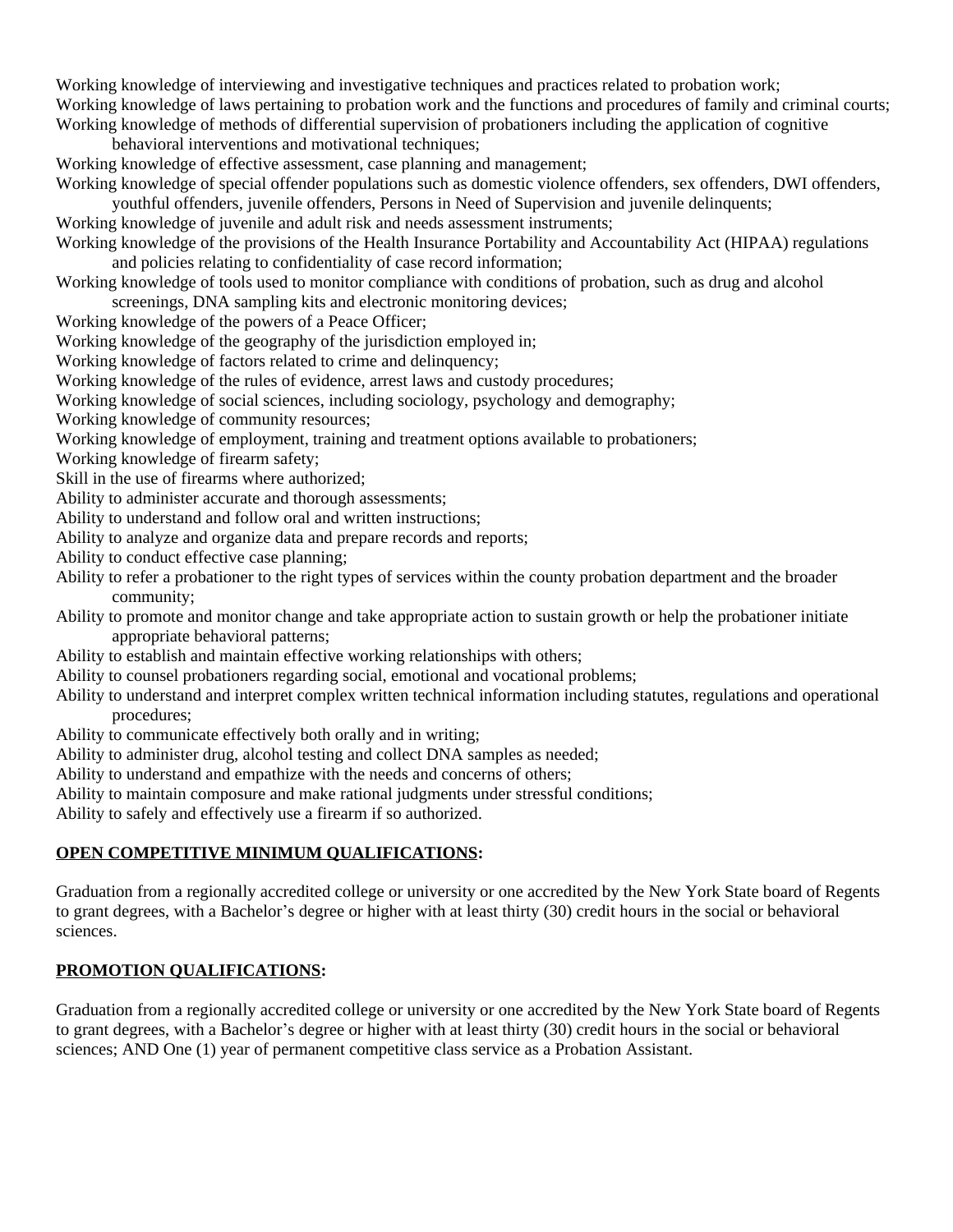Working knowledge of interviewing and investigative techniques and practices related to probation work;
Working knowledge of laws pertaining to probation work and the functions and procedures of family and criminal courts;
Working knowledge of methods of differential supervision of probationers including the application of cognitive behavioral interventions and motivational techniques;
Working knowledge of effective assessment, case planning and management;
Working knowledge of special offender populations such as domestic violence offenders, sex offenders, DWI offenders, youthful offenders, juvenile offenders, Persons in Need of Supervision and juvenile delinquents;
Working knowledge of juvenile and adult risk and needs assessment instruments;
Working knowledge of the provisions of the Health Insurance Portability and Accountability Act (HIPAA) regulations and policies relating to confidentiality of case record information;
Working knowledge of tools used to monitor compliance with conditions of probation, such as drug and alcohol screenings, DNA sampling kits and electronic monitoring devices;
Working knowledge of the powers of a Peace Officer;
Working knowledge of the geography of the jurisdiction employed in;
Working knowledge of factors related to crime and delinquency;
Working knowledge of the rules of evidence, arrest laws and custody procedures;
Working knowledge of social sciences, including sociology, psychology and demography;
Working knowledge of community resources;
Working knowledge of employment, training and treatment options available to probationers;
Working knowledge of firearm safety;
Skill in the use of firearms where authorized;
Ability to administer accurate and thorough assessments;
Ability to understand and follow oral and written instructions;
Ability to analyze and organize data and prepare records and reports;
Ability to conduct effective case planning;
Ability to refer a probationer to the right types of services within the county probation department and the broader community;
Ability to promote and monitor change and take appropriate action to sustain growth or help the probationer initiate appropriate behavioral patterns;
Ability to establish and maintain effective working relationships with others;
Ability to counsel probationers regarding social, emotional and vocational problems;
Ability to understand and interpret complex written technical information including statutes, regulations and operational procedures;
Ability to communicate effectively both orally and in writing;
Ability to administer drug, alcohol testing and collect DNA samples as needed;
Ability to understand and empathize with the needs and concerns of others;
Ability to maintain composure and make rational judgments under stressful conditions;
Ability to safely and effectively use a firearm if so authorized.

**OPEN COMPETITIVE MINIMUM QUALIFICATIONS:**

Graduation from a regionally accredited college or university or one accredited by the New York State board of Regents to grant degrees, with a Bachelor's degree or higher with at least thirty (30) credit hours in the social or behavioral sciences.

**PROMOTION QUALIFICATIONS:**

Graduation from a regionally accredited college or university or one accredited by the New York State board of Regents to grant degrees, with a Bachelor's degree or higher with at least thirty (30) credit hours in the social or behavioral sciences; AND One (1) year of permanent competitive class service as a Probation Assistant.